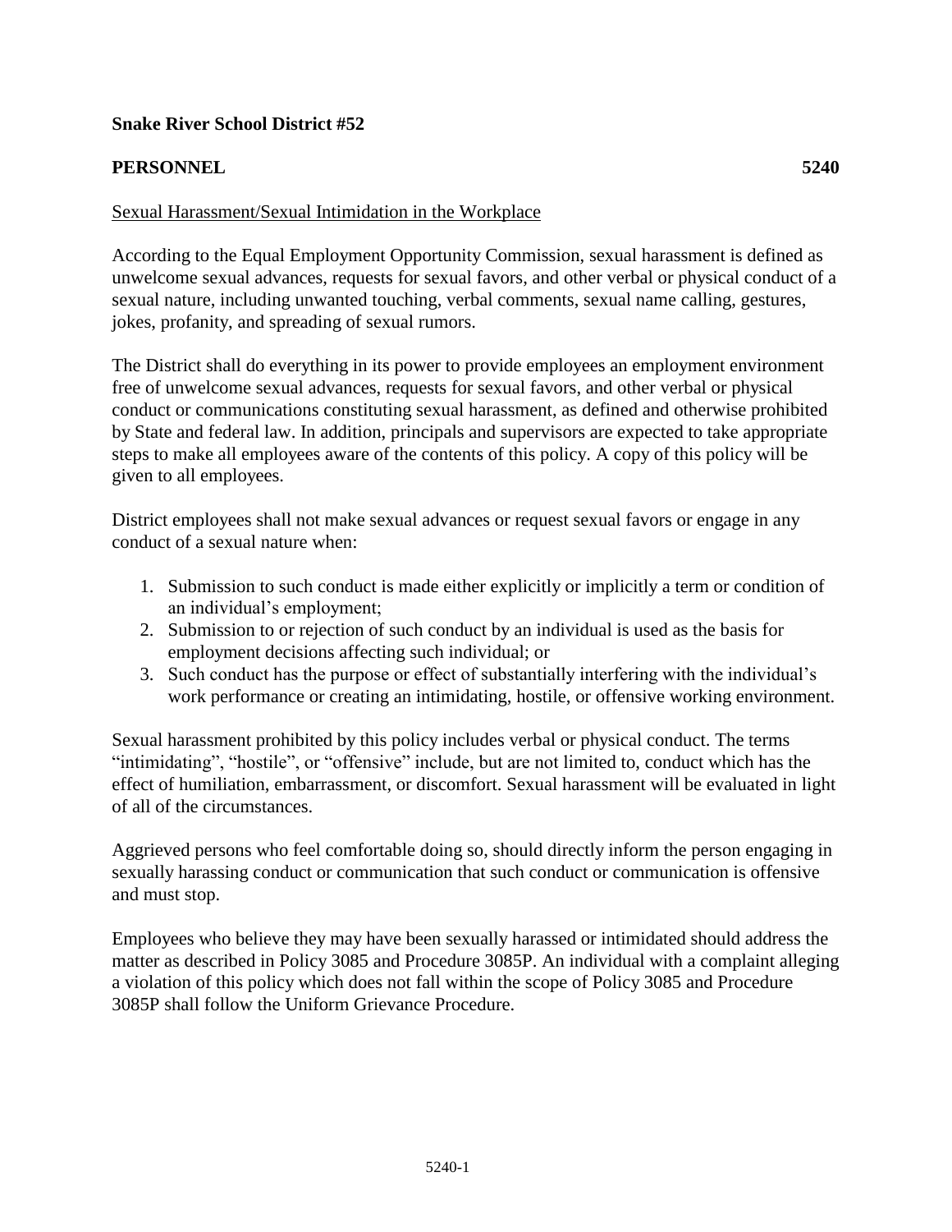**Snake River School District #52**

**PERSONNEL 5240**

Sexual Harassment/Sexual Intimidation in the Workplace

According to the Equal Employment Opportunity Commission, sexual harassment is defined as unwelcome sexual advances, requests for sexual favors, and other verbal or physical conduct of a sexual nature, including unwanted touching, verbal comments, sexual name calling, gestures, jokes, profanity, and spreading of sexual rumors.

The District shall do everything in its power to provide employees an employment environment free of unwelcome sexual advances, requests for sexual favors, and other verbal or physical conduct or communications constituting sexual harassment, as defined and otherwise prohibited by State and federal law. In addition, principals and supervisors are expected to take appropriate steps to make all employees aware of the contents of this policy. A copy of this policy will be given to all employees.

District employees shall not make sexual advances or request sexual favors or engage in any conduct of a sexual nature when:

1. Submission to such conduct is made either explicitly or implicitly a term or condition of an individual's employment;
2. Submission to or rejection of such conduct by an individual is used as the basis for employment decisions affecting such individual; or
3. Such conduct has the purpose or effect of substantially interfering with the individual's work performance or creating an intimidating, hostile, or offensive working environment.

Sexual harassment prohibited by this policy includes verbal or physical conduct. The terms "intimidating", "hostile", or "offensive" include, but are not limited to, conduct which has the effect of humiliation, embarrassment, or discomfort. Sexual harassment will be evaluated in light of all of the circumstances.

Aggrieved persons who feel comfortable doing so, should directly inform the person engaging in sexually harassing conduct or communication that such conduct or communication is offensive and must stop.

Employees who believe they may have been sexually harassed or intimidated should address the matter as described in Policy 3085 and Procedure 3085P. An individual with a complaint alleging a violation of this policy which does not fall within the scope of Policy 3085 and Procedure 3085P shall follow the Uniform Grievance Procedure.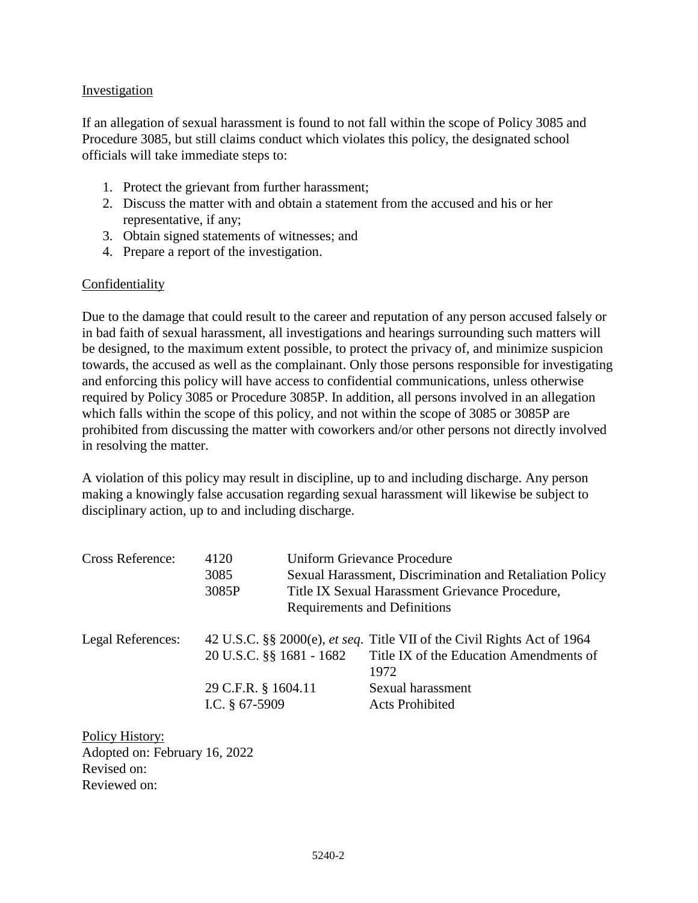Investigation

If an allegation of sexual harassment is found to not fall within the scope of Policy 3085 and Procedure 3085, but still claims conduct which violates this policy, the designated school officials will take immediate steps to:

1. Protect the grievant from further harassment;
2. Discuss the matter with and obtain a statement from the accused and his or her representative, if any;
3. Obtain signed statements of witnesses; and
4. Prepare a report of the investigation.

Confidentiality

Due to the damage that could result to the career and reputation of any person accused falsely or in bad faith of sexual harassment, all investigations and hearings surrounding such matters will be designed, to the maximum extent possible, to protect the privacy of, and minimize suspicion towards, the accused as well as the complainant. Only those persons responsible for investigating and enforcing this policy will have access to confidential communications, unless otherwise required by Policy 3085 or Procedure 3085P. In addition, all persons involved in an allegation which falls within the scope of this policy, and not within the scope of 3085 or 3085P are prohibited from discussing the matter with coworkers and/or other persons not directly involved in resolving the matter.

A violation of this policy may result in discipline, up to and including discharge. Any person making a knowingly false accusation regarding sexual harassment will likewise be subject to disciplinary action, up to and including discharge.

| | | |
|---|---|---|
| Cross Reference: | 4120 | Uniform Grievance Procedure |
| | 3085 | Sexual Harassment, Discrimination and Retaliation Policy |
| | 3085P | Title IX Sexual Harassment Grievance Procedure, Requirements and Definitions |

| | | |
|---|---|---|
| Legal References: | 42 U.S.C. §§ 2000(e), *et seq*. | Title VII of the Civil Rights Act of 1964 |
| | 20 U.S.C. §§ 1681 - 1682 | Title IX of the Education Amendments of 1972 |
| | 29 C.F.R. § 1604.11 | Sexual harassment |
| | I.C. § 67-5909 | Acts Prohibited |

Policy History:
Adopted on: February 16, 2022
Revised on:
Reviewed on: